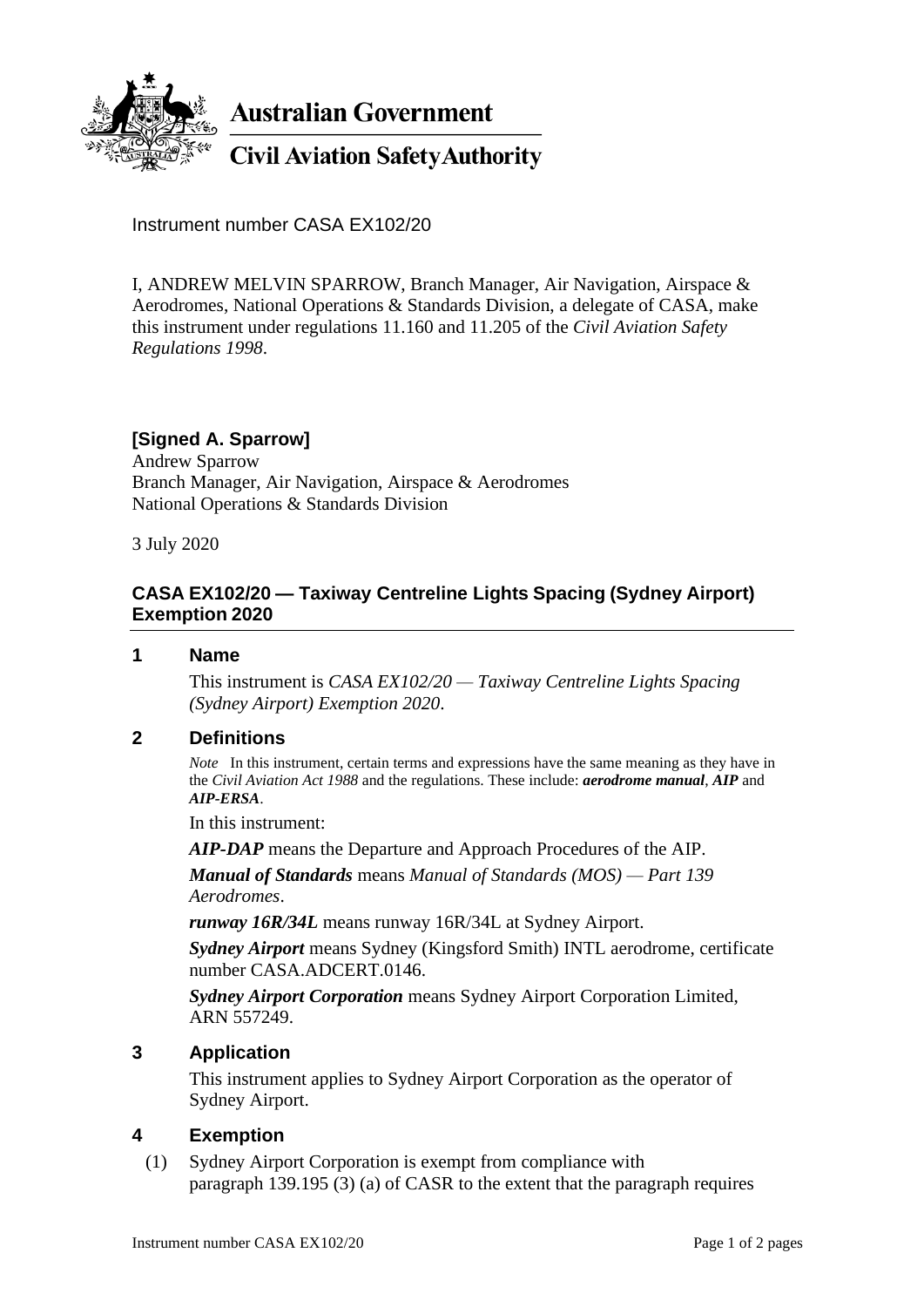**Australian Government**

**Civil Aviation Safety Authority**

Instrument number CASA EX102/20

I, ANDREW MELVIN SPARROW, Branch Manager, Air Navigation, Airspace & Aerodromes, National Operations & Standards Division, a delegate of CASA, make this instrument under regulations 11.160 and 11.205 of the *Civil Aviation Safety Regulations 1998*.

**[Signed A. Sparrow]**
Andrew Sparrow
Branch Manager, Air Navigation, Airspace & Aerodromes
National Operations & Standards Division

3 July 2020

## CASA EX102/20 — Taxiway Centreline Lights Spacing (Sydney Airport) Exemption 2020

### 1 Name

This instrument is *CASA EX102/20 — Taxiway Centreline Lights Spacing (Sydney Airport) Exemption 2020*.

### 2 Definitions

*Note* In this instrument, certain terms and expressions have the same meaning as they have in the *Civil Aviation Act 1988* and the regulations. These include: ***aerodrome manual***, ***AIP*** and ***AIP-ERSA***.

In this instrument:

***AIP-DAP*** means the Departure and Approach Procedures of the AIP.

***Manual of Standards*** means *Manual of Standards (MOS) — Part 139 Aerodromes*.

***runway 16R/34L*** means runway 16R/34L at Sydney Airport.

***Sydney Airport*** means Sydney (Kingsford Smith) INTL aerodrome, certificate number CASA.ADCERT.0146.

***Sydney Airport Corporation*** means Sydney Airport Corporation Limited, ARN 557249.

### 3 Application

This instrument applies to Sydney Airport Corporation as the operator of Sydney Airport.

### 4 Exemption

(1) Sydney Airport Corporation is exempt from compliance with paragraph 139.195 (3) (a) of CASR to the extent that the paragraph requires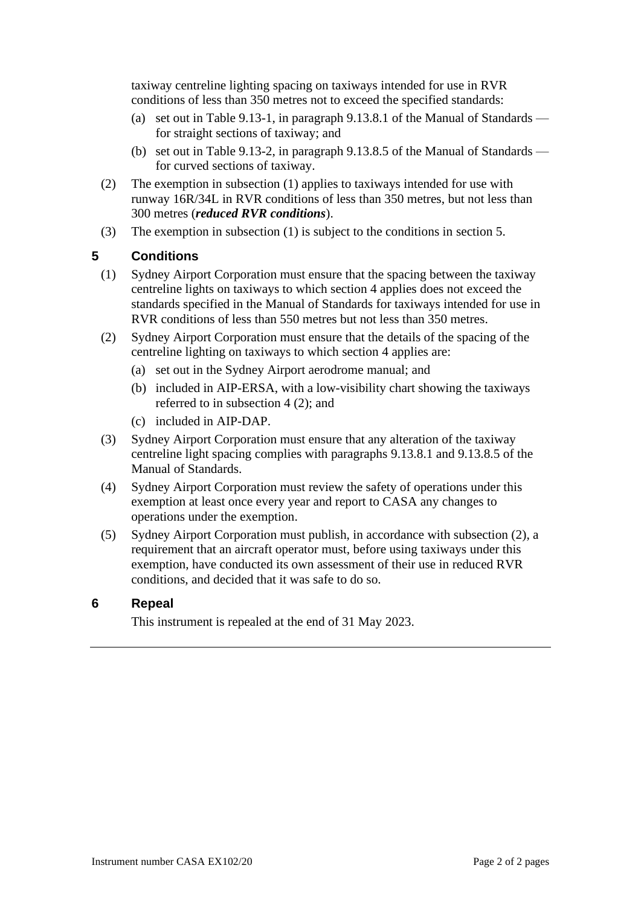taxiway centreline lighting spacing on taxiways intended for use in RVR conditions of less than 350 metres not to exceed the specified standards:

(a) set out in Table 9.13-1, in paragraph 9.13.8.1 of the Manual of Standards — for straight sections of taxiway; and

(b) set out in Table 9.13-2, in paragraph 9.13.8.5 of the Manual of Standards — for curved sections of taxiway.

(2) The exemption in subsection (1) applies to taxiways intended for use with runway 16R/34L in RVR conditions of less than 350 metres, but not less than 300 metres (***reduced RVR conditions***).

(3) The exemption in subsection (1) is subject to the conditions in section 5.

## 5 Conditions

(1) Sydney Airport Corporation must ensure that the spacing between the taxiway centreline lights on taxiways to which section 4 applies does not exceed the standards specified in the Manual of Standards for taxiways intended for use in RVR conditions of less than 550 metres but not less than 350 metres.

(2) Sydney Airport Corporation must ensure that the details of the spacing of the centreline lighting on taxiways to which section 4 applies are:

(a) set out in the Sydney Airport aerodrome manual; and

(b) included in AIP-ERSA, with a low-visibility chart showing the taxiways referred to in subsection 4 (2); and

(c) included in AIP-DAP.

(3) Sydney Airport Corporation must ensure that any alteration of the taxiway centreline light spacing complies with paragraphs 9.13.8.1 and 9.13.8.5 of the Manual of Standards.

(4) Sydney Airport Corporation must review the safety of operations under this exemption at least once every year and report to CASA any changes to operations under the exemption.

(5) Sydney Airport Corporation must publish, in accordance with subsection (2), a requirement that an aircraft operator must, before using taxiways under this exemption, have conducted its own assessment of their use in reduced RVR conditions, and decided that it was safe to do so.

## 6 Repeal

This instrument is repealed at the end of 31 May 2023.